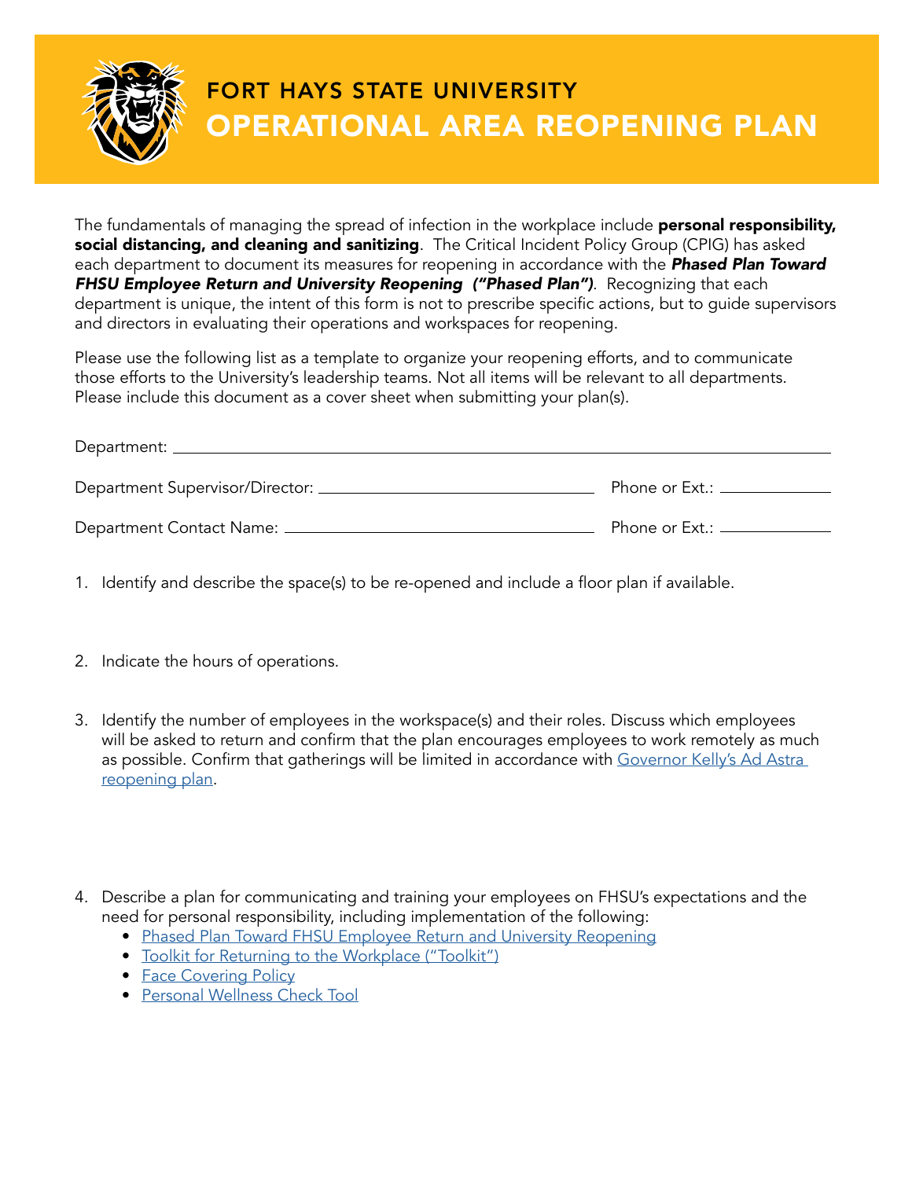# FORT HAYS STATE UNIVERSITY
# OPERATIONAL AREA REOPENING PLAN

The fundamentals of managing the spread of infection in the workplace include **personal responsibility, social distancing, and cleaning and sanitizing**. The Critical Incident Policy Group (CPIG) has asked each department to document its measures for reopening in accordance with the ***Phased Plan Toward FHSU Employee Return and University Reopening ("Phased Plan")***. Recognizing that each department is unique, the intent of this form is not to prescribe specific actions, but to guide supervisors and directors in evaluating their operations and workspaces for reopening.

Please use the following list as a template to organize your reopening efforts, and to communicate those efforts to the University's leadership teams. Not all items will be relevant to all departments. Please include this document as a cover sheet when submitting your plan(s).

Department: ______________________________

Department Supervisor/Director: ______________________________ Phone or Ext.: __________

Department Contact Name: ______________________________ Phone or Ext.: __________

1. Identify and describe the space(s) to be re-opened and include a floor plan if available.

2. Indicate the hours of operations.

3. Identify the number of employees in the workspace(s) and their roles. Discuss which employees will be asked to return and confirm that the plan encourages employees to work remotely as much as possible. Confirm that gatherings will be limited in accordance with Governor Kelly's Ad Astra reopening plan.

4. Describe a plan for communicating and training your employees on FHSU's expectations and the need for personal responsibility, including implementation of the following:
   - Phased Plan Toward FHSU Employee Return and University Reopening
   - Toolkit for Returning to the Workplace ("Toolkit")
   - Face Covering Policy
   - Personal Wellness Check Tool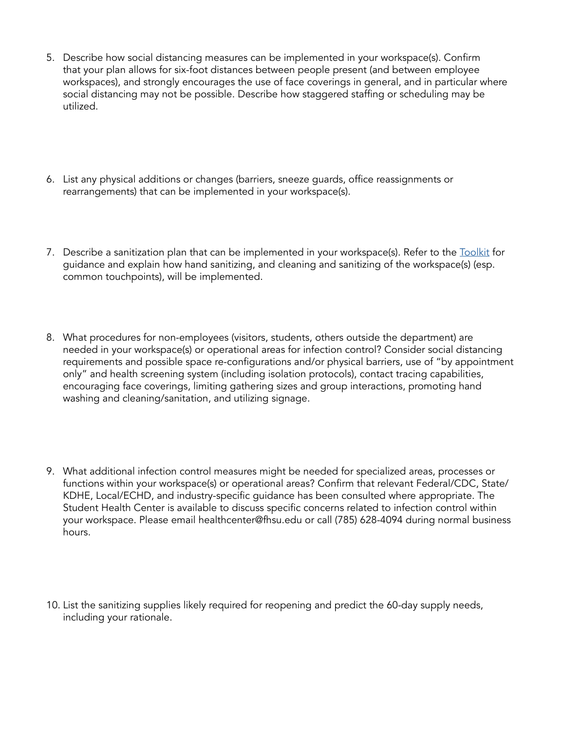5. Describe how social distancing measures can be implemented in your workspace(s). Confirm that your plan allows for six-foot distances between people present (and between employee workspaces), and strongly encourages the use of face coverings in general, and in particular where social distancing may not be possible. Describe how staggered staffing or scheduling may be utilized.

6. List any physical additions or changes (barriers, sneeze guards, office reassignments or rearrangements) that can be implemented in your workspace(s).

7. Describe a sanitization plan that can be implemented in your workspace(s). Refer to the Toolkit for guidance and explain how hand sanitizing, and cleaning and sanitizing of the workspace(s) (esp. common touchpoints), will be implemented.

8. What procedures for non-employees (visitors, students, others outside the department) are needed in your workspace(s) or operational areas for infection control? Consider social distancing requirements and possible space re-configurations and/or physical barriers, use of "by appointment only" and health screening system (including isolation protocols), contact tracing capabilities, encouraging face coverings, limiting gathering sizes and group interactions, promoting hand washing and cleaning/sanitation, and utilizing signage.

9. What additional infection control measures might be needed for specialized areas, processes or functions within your workspace(s) or operational areas? Confirm that relevant Federal/CDC, State/KDHE, Local/ECHD, and industry-specific guidance has been consulted where appropriate. The Student Health Center is available to discuss specific concerns related to infection control within your workspace. Please email healthcenter@fhsu.edu or call (785) 628-4094 during normal business hours.

10. List the sanitizing supplies likely required for reopening and predict the 60-day supply needs, including your rationale.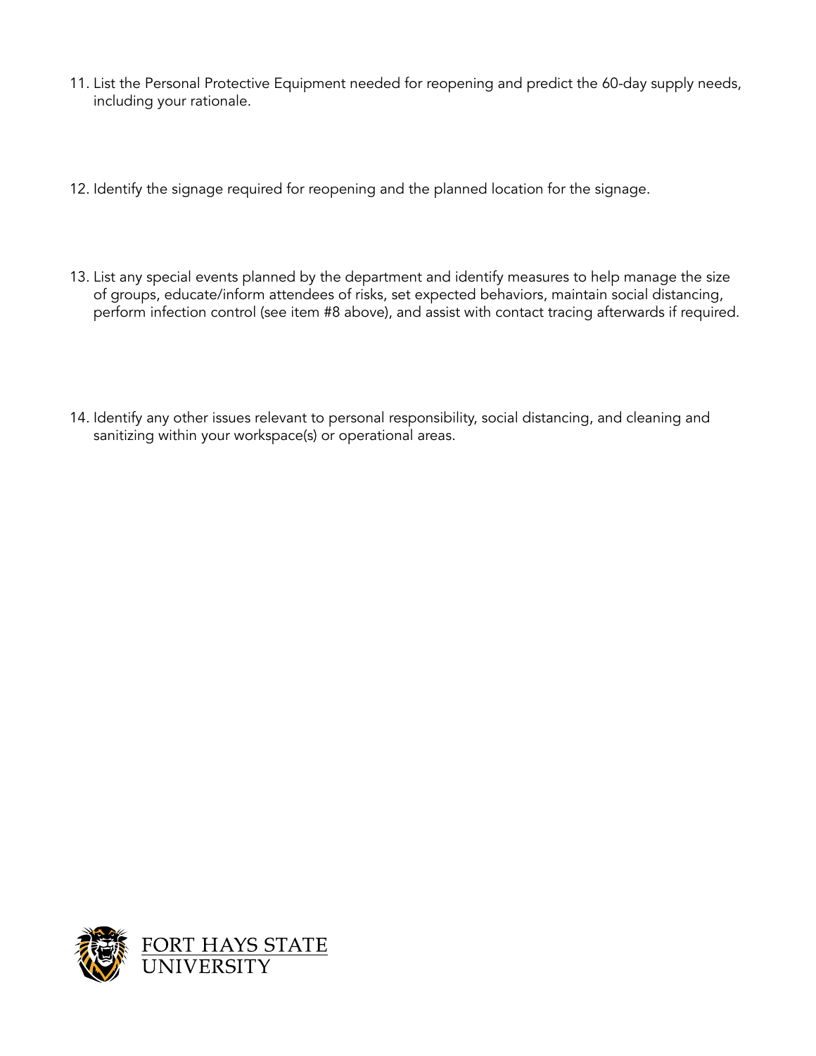11. List the Personal Protective Equipment needed for reopening and predict the 60-day supply needs, including your rationale.

12. Identify the signage required for reopening and the planned location for the signage.

13. List any special events planned by the department and identify measures to help manage the size of groups, educate/inform attendees of risks, set expected behaviors, maintain social distancing, perform infection control (see item #8 above), and assist with contact tracing afterwards if required.

14. Identify any other issues relevant to personal responsibility, social distancing, and cleaning and sanitizing within your workspace(s) or operational areas.

FORT HAYS STATE UNIVERSITY